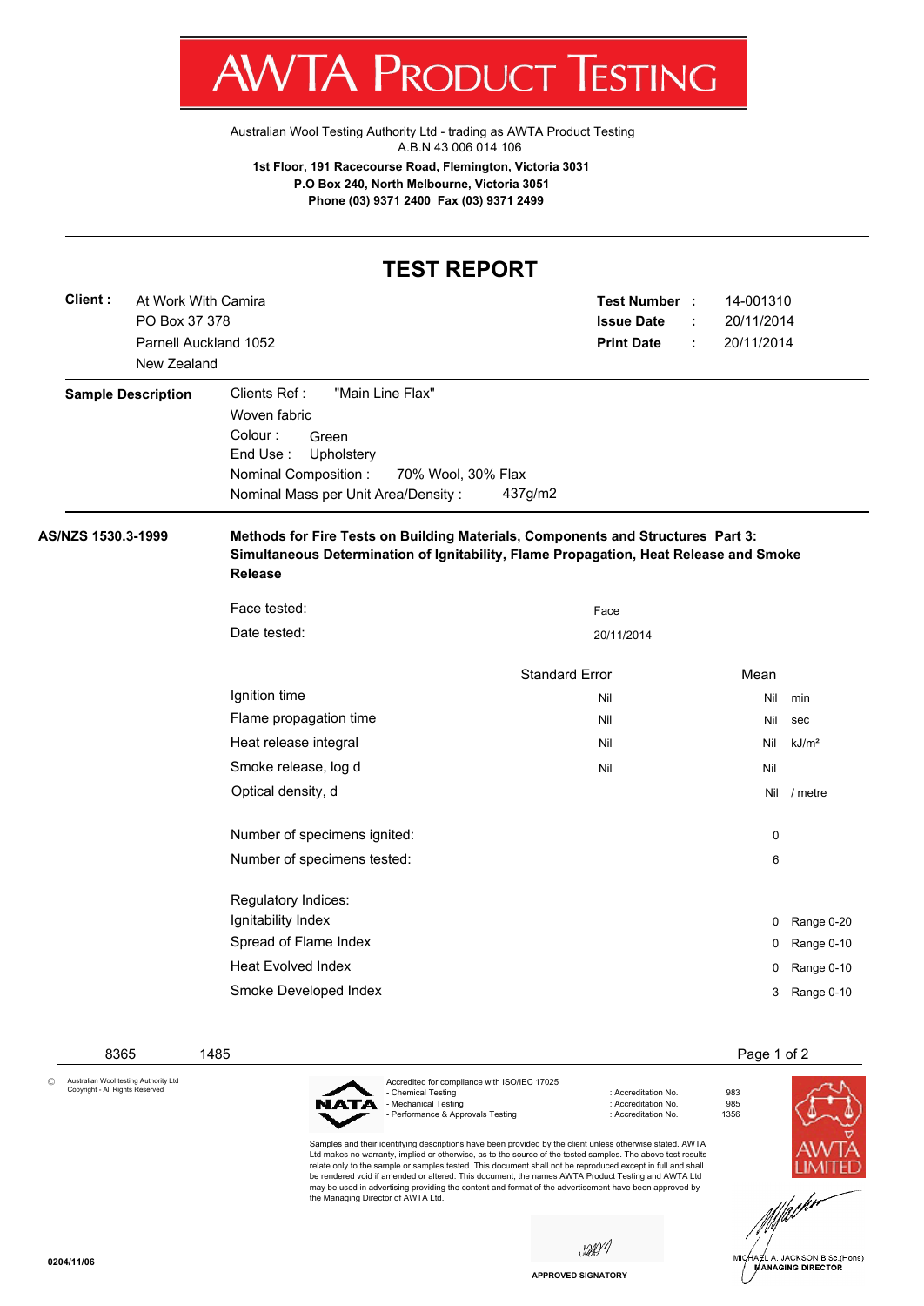# AWTA PRODUCT TESTING

Australian Wool Testing Authority Ltd - trading as AWTA Product Testing
A.B.N 43 006 014 106

**1st Floor, 191 Racecourse Road, Flemington, Victoria 3031**
**P.O Box 240, North Melbourne, Victoria 3051**
**Phone (03) 9371 2400 Fax (03) 9371 2499**

## TEST REPORT

**Client :** At Work With Camira
PO Box 37 378
Parnell Auckland 1052
New Zealand

**Test Number :** 14-001310
**Issue Date :** 20/11/2014
**Print Date :** 20/11/2014

**Sample Description**

Clients Ref : "Main Line Flax"
Woven fabric
Colour : Green
End Use : Upholstery
Nominal Composition : 70% Wool, 30% Flax
Nominal Mass per Unit Area/Density : 437g/m2

**AS/NZS 1530.3-1999** **Methods for Fire Tests on Building Materials, Components and Structures Part 3: Simultaneous Determination of Ignitability, Flame Propagation, Heat Release and Smoke Release**

Face tested: Face
Date tested: 20/11/2014

| | Standard Error | Mean | |
|---|---|---|---|
| Ignition time | Nil | Nil | min |
| Flame propagation time | Nil | Nil | sec |
| Heat release integral | Nil | Nil | kJ/m² |
| Smoke release, log d | Nil | Nil | |
| Optical density, d | | Nil | / metre |

Number of specimens ignited: 0
Number of specimens tested: 6

| Regulatory Indices: | | |
|---|---|---|
| Ignitability Index | 0 | Range 0-20 |
| Spread of Flame Index | 0 | Range 0-10 |
| Heat Evolved Index | 0 | Range 0-10 |
| Smoke Developed Index | 3 | Range 0-10 |

8365 1485

© Australian Wool testing Authority Ltd
Copyright - All Rights Reserved

Accredited for compliance with ISO/IEC 17025
- Chemical Testing : Accreditation No. 983
- Mechanical Testing : Accreditation No. 985
- Performance & Approvals Testing : Accreditation No. 1356

Samples and their identifying descriptions have been provided by the client unless otherwise stated. AWTA Ltd makes no warranty, implied or otherwise, as to the source of the tested samples. The above test results relate only to the sample or samples tested. This document shall not be reproduced except in full and shall be rendered void if amended or altered. This document, the names AWTA Product Testing and AWTA Ltd may be used in advertising providing the content and format of the advertisement have been approved by the Managing Director of AWTA Ltd.

APPROVED SIGNATORY

MICHAEL A. JACKSON B.Sc.(Hons)
MANAGING DIRECTOR

0204/11/06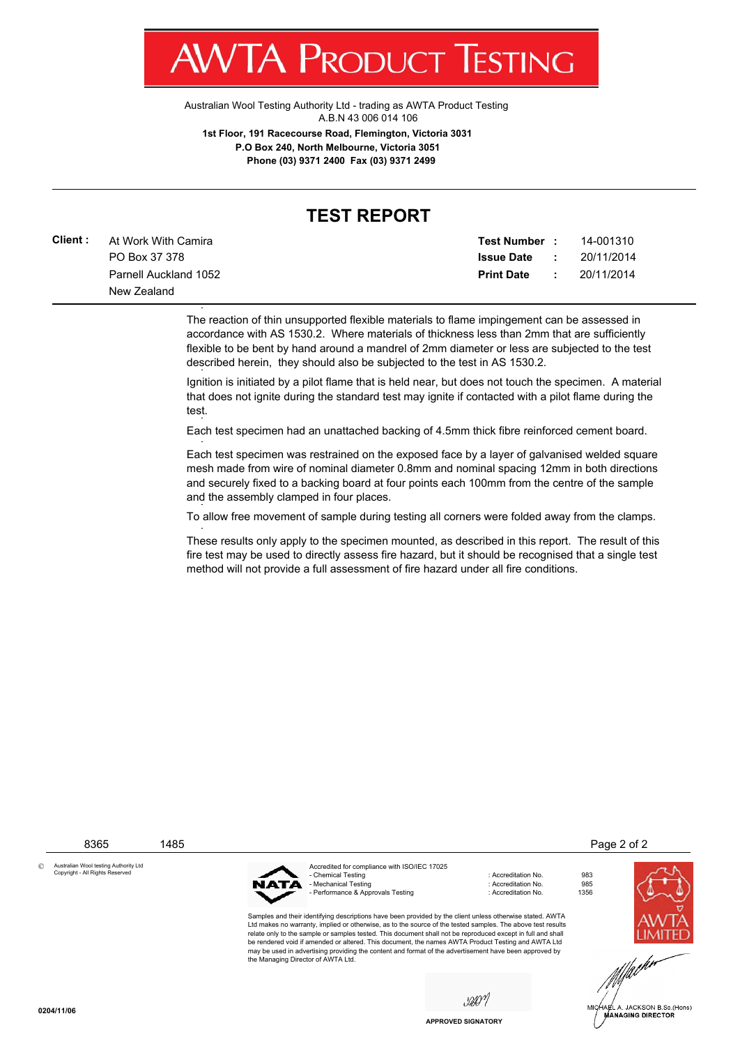AWTA PRODUCT TESTING

Australian Wool Testing Authority Ltd - trading as AWTA Product Testing
A.B.N 43 006 014 106

**1st Floor, 191 Racecourse Road, Flemington, Victoria 3031**
**P.O Box 240, North Melbourne, Victoria 3051**
**Phone (03) 9371 2400 Fax (03) 9371 2499**

# TEST REPORT

| | | | | |
|---|---|---|---|---|
| **Client :** | At Work With Camira | **Test Number** | **:** | 14-001310 |
| | PO Box 37 378 | **Issue Date** | **:** | 20/11/2014 |
| | Parnell Auckland 1052 | **Print Date** | **:** | 20/11/2014 |
| | New Zealand | | | |

The reaction of thin unsupported flexible materials to flame impingement can be assessed in accordance with AS 1530.2. Where materials of thickness less than 2mm that are sufficiently flexible to be bent by hand around a mandrel of 2mm diameter or less are subjected to the test described herein, they should also be subjected to the test in AS 1530.2.

Ignition is initiated by a pilot flame that is held near, but does not touch the specimen. A material that does not ignite during the standard test may ignite if contacted with a pilot flame during the test.

Each test specimen had an unattached backing of 4.5mm thick fibre reinforced cement board.

Each test specimen was restrained on the exposed face by a layer of galvanised welded square mesh made from wire of nominal diameter 0.8mm and nominal spacing 12mm in both directions and securely fixed to a backing board at four points each 100mm from the centre of the sample and the assembly clamped in four places.

To allow free movement of sample during testing all corners were folded away from the clamps.

These results only apply to the specimen mounted, as described in this report. The result of this fire test may be used to directly assess fire hazard, but it should be recognised that a single test method will not provide a full assessment of fire hazard under all fire conditions.

8365 1485

© Australian Wool testing Authority Ltd
Copyright - All Rights Reserved

Accredited for compliance with ISO/IEC 17025

| | | |
|---|---|---|
| - Chemical Testing | : Accreditation No. | 983 |
| - Mechanical Testing | : Accreditation No. | 985 |
| - Performance & Approvals Testing | : Accreditation No. | 1356 |

Samples and their identifying descriptions have been provided by the client unless otherwise stated. AWTA Ltd makes no warranty, implied or otherwise, as to the source of the tested samples. The above test results relate only to the sample or samples tested. This document shall not be reproduced except in full and shall be rendered void if amended or altered. This document, the names AWTA Product Testing and AWTA Ltd may be used in advertising providing the content and format of the advertisement have been approved by the Managing Director of AWTA Ltd.

APPROVED SIGNATORY

MICHAEL A. JACKSON B.Sc.(Hons)
MANAGING DIRECTOR

0204/11/06